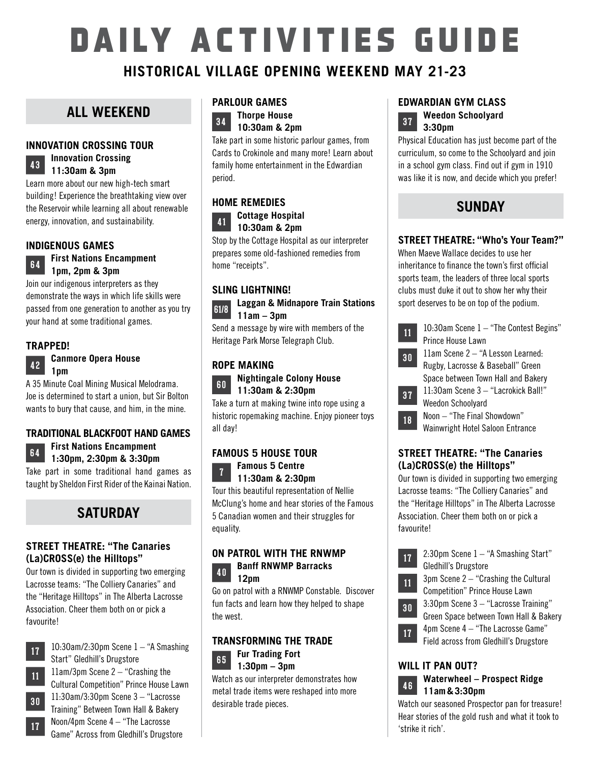# DAILY ACTIVITIES GUIDE

## HISTORICAL VILLAGE OPENING WEEKEND MAY 21-23

## ALL WEEKEND

### INNOVATION CROSSING TOUR

**43** **Innovation Crossing**
**11:30am & 3pm**

Learn more about our new high-tech smart building! Experience the breathtaking view over the Reservoir while learning all about renewable energy, innovation, and sustainability.

### INDIGENOUS GAMES

**64** **First Nations Encampment**
**1pm, 2pm & 3pm**

Join our indigenous interpreters as they demonstrate the ways in which life skills were passed from one generation to another as you try your hand at some traditional games.

### TRAPPED!

**42** **Canmore Opera House**
**1pm**

A 35 Minute Coal Mining Musical Melodrama. Joe is determined to start a union, but Sir Bolton wants to bury that cause, and him, in the mine.

### TRADITIONAL BLACKFOOT HAND GAMES

**64** **First Nations Encampment**
**1:30pm, 2:30pm & 3:30pm**

Take part in some traditional hand games as taught by Sheldon First Rider of the Kainai Nation.

## SATURDAY

### STREET THEATRE: "The Canaries (La)CROSS(e) the Hilltops"

Our town is divided in supporting two emerging Lacrosse teams: "The Colliery Canaries" and the "Heritage Hilltops" in The Alberta Lacrosse Association. Cheer them both on or pick a favourite!

- **17** 10:30am/2:30pm Scene 1 – "A Smashing Start" Gledhill's Drugstore
- **11** 11am/3pm Scene 2 – "Crashing the Cultural Competition" Prince House Lawn
- **30** 11:30am/3:30pm Scene 3 – "Lacrosse Training" Between Town Hall & Bakery
- **17** Noon/4pm Scene 4 – "The Lacrosse Game" Across from Gledhill's Drugstore

### PARLOUR GAMES

**34** **Thorpe House**
**10:30am & 2pm**

Take part in some historic parlour games, from Cards to Crokinole and many more! Learn about family home entertainment in the Edwardian period.

### HOME REMEDIES

**41** **Cottage Hospital**
**10:30am & 2pm**

Stop by the Cottage Hospital as our interpreter prepares some old-fashioned remedies from home "receipts".

### SLING LIGHTNING!

**61/8** **Laggan & Midnapore Train Stations**
**11am – 3pm**

Send a message by wire with members of the Heritage Park Morse Telegraph Club.

### ROPE MAKING

**60** **Nightingale Colony House**
**11:30am & 2:30pm**

Take a turn at making twine into rope using a historic ropemaking machine. Enjoy pioneer toys all day!

### FAMOUS 5 HOUSE TOUR

**7** **Famous 5 Centre**
**11:30am & 2:30pm**

Tour this beautiful representation of Nellie McClung's home and hear stories of the Famous 5 Canadian women and their struggles for equality.

### ON PATROL WITH THE RNWMP

**40** **Banff RNWMP Barracks**
**12pm**

Go on patrol with a RNWMP Constable. Discover fun facts and learn how they helped to shape the west.

### TRANSFORMING THE TRADE

**65** **Fur Trading Fort**
**1:30pm – 3pm**

Watch as our interpreter demonstrates how metal trade items were reshaped into more desirable trade pieces.

### EDWARDIAN GYM CLASS

**37** **Weedon Schoolyard**
**3:30pm**

Physical Education has just become part of the curriculum, so come to the Schoolyard and join in a school gym class. Find out if gym in 1910 was like it is now, and decide which you prefer!

## SUNDAY

### STREET THEATRE: "Who's Your Team?"

When Maeve Wallace decides to use her inheritance to finance the town's first official sports team, the leaders of three local sports clubs must duke it out to show her why their sport deserves to be on top of the podium.

- **11** 10:30am Scene 1 – "The Contest Begins" Prince House Lawn
- **30** 11am Scene 2 – "A Lesson Learned: Rugby, Lacrosse & Baseball" Green Space between Town Hall and Bakery
- **37** 11:30am Scene 3 – "Lacrokick Ball!" Weedon Schoolyard
- **18** Noon – "The Final Showdown" Wainwright Hotel Saloon Entrance

### STREET THEATRE: "The Canaries (La)CROSS(e) the Hilltops"

Our town is divided in supporting two emerging Lacrosse teams: "The Colliery Canaries" and the "Heritage Hilltops" in The Alberta Lacrosse Association. Cheer them both on or pick a favourite!

- **17** 2:30pm Scene 1 – "A Smashing Start" Gledhill's Drugstore
- **11** 3pm Scene 2 – "Crashing the Cultural Competition" Prince House Lawn
- **30** 3:30pm Scene 3 – "Lacrosse Training" Green Space between Town Hall & Bakery
- **17** 4pm Scene 4 – "The Lacrosse Game" Field across from Gledhill's Drugstore

### WILL IT PAN OUT?

**46** **Waterwheel – Prospect Ridge**
**11am & 3:30pm**

Watch our seasoned Prospector pan for treasure! Hear stories of the gold rush and what it took to 'strike it rich'.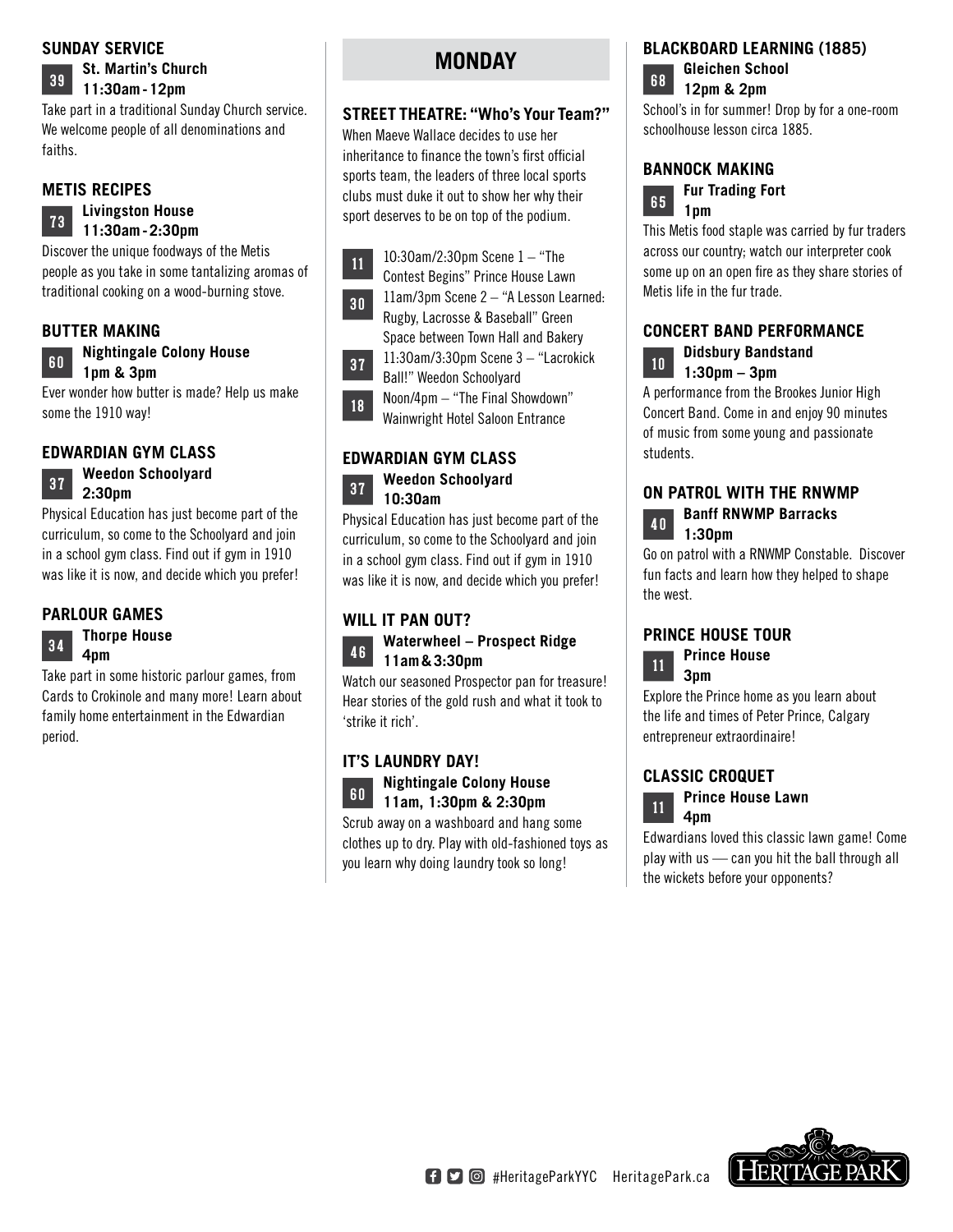### SUNDAY SERVICE

**39** **St. Martin's Church**
**11:30am - 12pm**

Take part in a traditional Sunday Church service. We welcome people of all denominations and faiths.

### METIS RECIPES

**73** **Livingston House**
**11:30am - 2:30pm**

Discover the unique foodways of the Metis people as you take in some tantalizing aromas of traditional cooking on a wood-burning stove.

### BUTTER MAKING

**60** **Nightingale Colony House**
**1pm & 3pm**

Ever wonder how butter is made? Help us make some the 1910 way!

### EDWARDIAN GYM CLASS

**37** **Weedon Schoolyard**
**2:30pm**

Physical Education has just become part of the curriculum, so come to the Schoolyard and join in a school gym class. Find out if gym in 1910 was like it is now, and decide which you prefer!

### PARLOUR GAMES

**34** **Thorpe House**
**4pm**

Take part in some historic parlour games, from Cards to Crokinole and many more! Learn about family home entertainment in the Edwardian period.

## MONDAY

### STREET THEATRE: "Who's Your Team?"

When Maeve Wallace decides to use her inheritance to finance the town's first official sports team, the leaders of three local sports clubs must duke it out to show her why their sport deserves to be on top of the podium.

**11** 10:30am/2:30pm Scene 1 – "The Contest Begins" Prince House Lawn

**30** 11am/3pm Scene 2 – "A Lesson Learned: Rugby, Lacrosse & Baseball" Green Space between Town Hall and Bakery

**37** 11:30am/3:30pm Scene 3 – "Lacrokick Ball!" Weedon Schoolyard

**18** Noon/4pm – "The Final Showdown" Wainwright Hotel Saloon Entrance

### EDWARDIAN GYM CLASS

**37** **Weedon Schoolyard**
**10:30am**

Physical Education has just become part of the curriculum, so come to the Schoolyard and join in a school gym class. Find out if gym in 1910 was like it is now, and decide which you prefer!

### WILL IT PAN OUT?

**46** **Waterwheel – Prospect Ridge**
**11am & 3:30pm**

Watch our seasoned Prospector pan for treasure! Hear stories of the gold rush and what it took to 'strike it rich'.

### IT'S LAUNDRY DAY!

**60** **Nightingale Colony House**
**11am, 1:30pm & 2:30pm**

Scrub away on a washboard and hang some clothes up to dry. Play with old-fashioned toys as you learn why doing laundry took so long!

### BLACKBOARD LEARNING (1885)

**68** **Gleichen School**
**12pm & 2pm**

School's in for summer! Drop by for a one-room schoolhouse lesson circa 1885.

### BANNOCK MAKING

**65** **Fur Trading Fort**
**1pm**

This Metis food staple was carried by fur traders across our country; watch our interpreter cook some up on an open fire as they share stories of Metis life in the fur trade.

### CONCERT BAND PERFORMANCE

**10** **Didsbury Bandstand**
**1:30pm – 3pm**

A performance from the Brookes Junior High Concert Band. Come in and enjoy 90 minutes of music from some young and passionate students.

### ON PATROL WITH THE RNWMP

**40** **Banff RNWMP Barracks**
**1:30pm**

Go on patrol with a RNWMP Constable. Discover fun facts and learn how they helped to shape the west.

### PRINCE HOUSE TOUR

**11** **Prince House**
**3pm**

Explore the Prince home as you learn about the life and times of Peter Prince, Calgary entrepreneur extraordinaire!

### CLASSIC CROQUET

**11** **Prince House Lawn**
**4pm**

Edwardians loved this classic lawn game! Come play with us — can you hit the ball through all the wickets before your opponents?

#HeritageParkYYC HeritagePark.ca